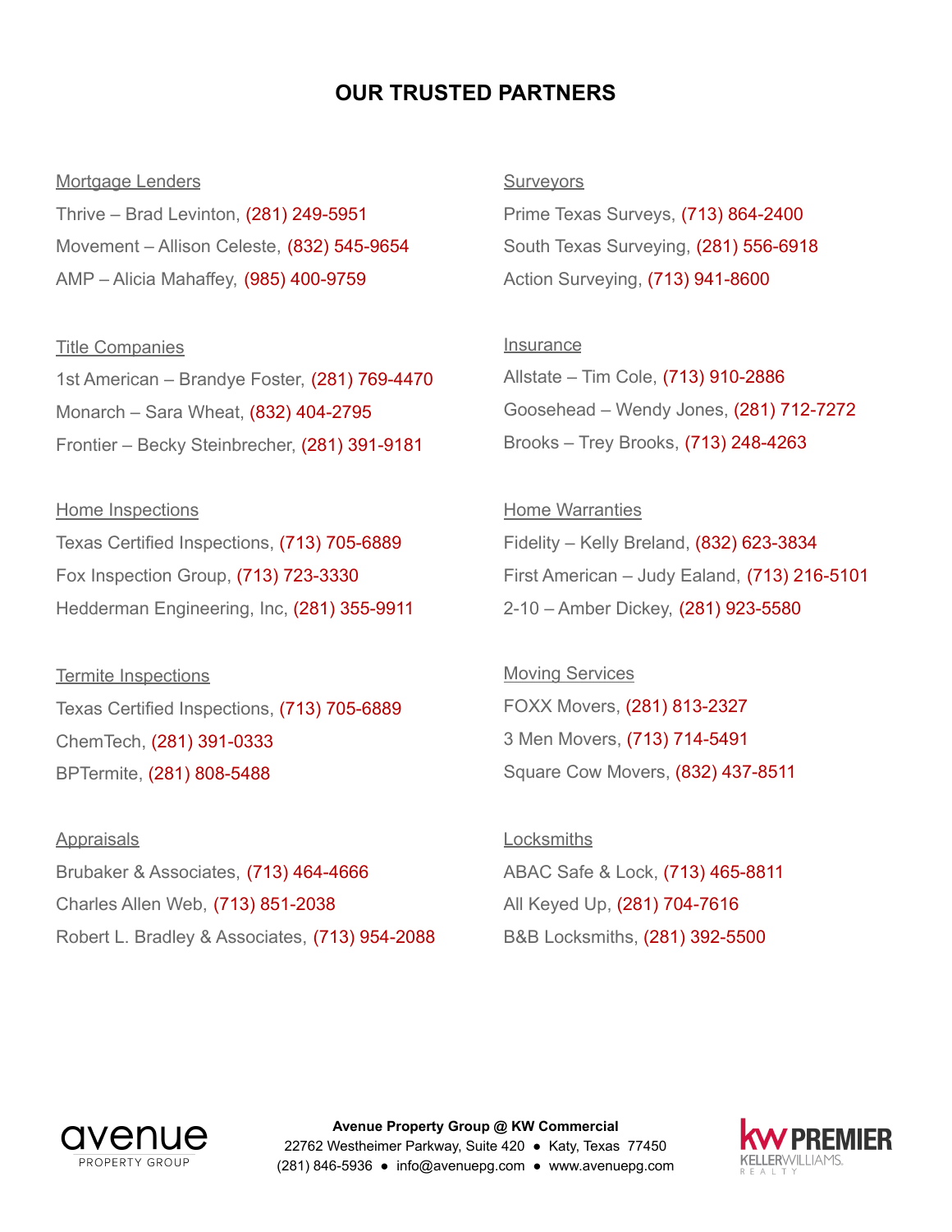# OUR TRUSTED PARTNERS

### Mortgage Lenders

Thrive – Brad Levinton, (281) 249-5951
Movement – Allison Celeste, (832) 545-9654
AMP – Alicia Mahaffey, (985) 400-9759

### Title Companies

1st American – Brandye Foster, (281) 769-4470
Monarch – Sara Wheat, (832) 404-2795
Frontier – Becky Steinbrecher, (281) 391-9181

### Home Inspections

Texas Certified Inspections, (713) 705-6889
Fox Inspection Group, (713) 723-3330
Hedderman Engineering, Inc, (281) 355-9911

### Termite Inspections

Texas Certified Inspections, (713) 705-6889
ChemTech, (281) 391-0333
BPTermite, (281) 808-5488

### Appraisals

Brubaker & Associates, (713) 464-4666
Charles Allen Web, (713) 851-2038
Robert L. Bradley & Associates, (713) 954-2088

### Surveyors

Prime Texas Surveys, (713) 864-2400
South Texas Surveying, (281) 556-6918
Action Surveying, (713) 941-8600

### Insurance

Allstate – Tim Cole, (713) 910-2886
Goosehead – Wendy Jones, (281) 712-7272
Brooks – Trey Brooks, (713) 248-4263

### Home Warranties

Fidelity – Kelly Breland, (832) 623-3834
First American – Judy Ealand, (713) 216-5101
2-10 – Amber Dickey, (281) 923-5580

### Moving Services

FOXX Movers, (281) 813-2327
3 Men Movers, (713) 714-5491
Square Cow Movers, (832) 437-8511

### Locksmiths

ABAC Safe & Lock, (713) 465-8811
All Keyed Up, (281) 704-7616
B&B Locksmiths, (281) 392-5500

avenue PROPERTY GROUP

**Avenue Property Group @ KW Commercial**
22762 Westheimer Parkway, Suite 420 ● Katy, Texas 77450
(281) 846-5936 ● info@avenuepg.com ● www.avenuepg.com

kw PREMIER KELLERWILLIAMS. REALTY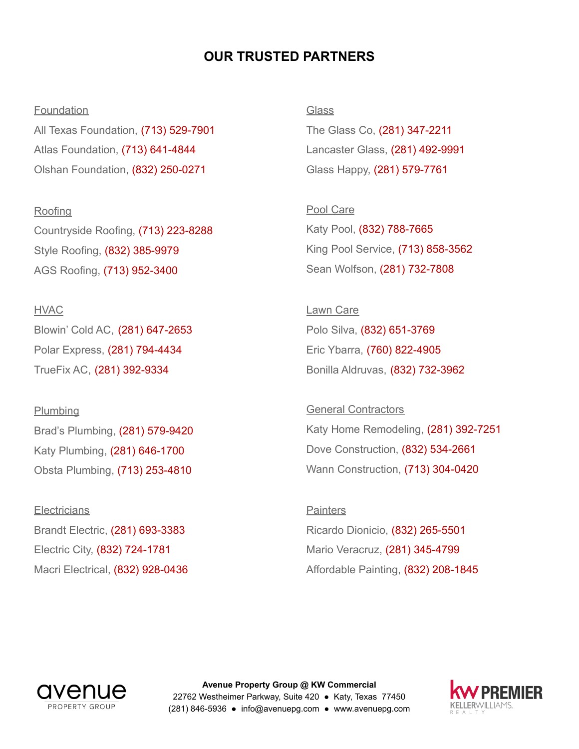# OUR TRUSTED PARTNERS

Foundation

All Texas Foundation, (713) 529-7901
Atlas Foundation, (713) 641-4844
Olshan Foundation, (832) 250-0271

Roofing

Countryside Roofing, (713) 223-8288
Style Roofing, (832) 385-9979
AGS Roofing, (713) 952-3400

HVAC

Blowin' Cold AC, (281) 647-2653
Polar Express, (281) 794-4434
TrueFix AC, (281) 392-9334

Plumbing

Brad's Plumbing, (281) 579-9420
Katy Plumbing, (281) 646-1700
Obsta Plumbing, (713) 253-4810

Electricians

Brandt Electric, (281) 693-3383
Electric City, (832) 724-1781
Macri Electrical, (832) 928-0436

Glass

The Glass Co, (281) 347-2211
Lancaster Glass, (281) 492-9991
Glass Happy, (281) 579-7761

Pool Care

Katy Pool, (832) 788-7665
King Pool Service, (713) 858-3562
Sean Wolfson, (281) 732-7808

Lawn Care

Polo Silva, (832) 651-3769
Eric Ybarra, (760) 822-4905
Bonilla Aldruvas, (832) 732-3962

General Contractors

Katy Home Remodeling, (281) 392-7251
Dove Construction, (832) 534-2661
Wann Construction, (713) 304-0420

Painters

Ricardo Dionicio, (832) 265-5501
Mario Veracruz, (281) 345-4799
Affordable Painting, (832) 208-1845

avenue PROPERTY GROUP

**Avenue Property Group @ KW Commercial**
22762 Westheimer Parkway, Suite 420 ● Katy, Texas 77450
(281) 846-5936 ● info@avenuepg.com ● www.avenuepg.com

kw PREMIER KELLERWILLIAMS. REALTY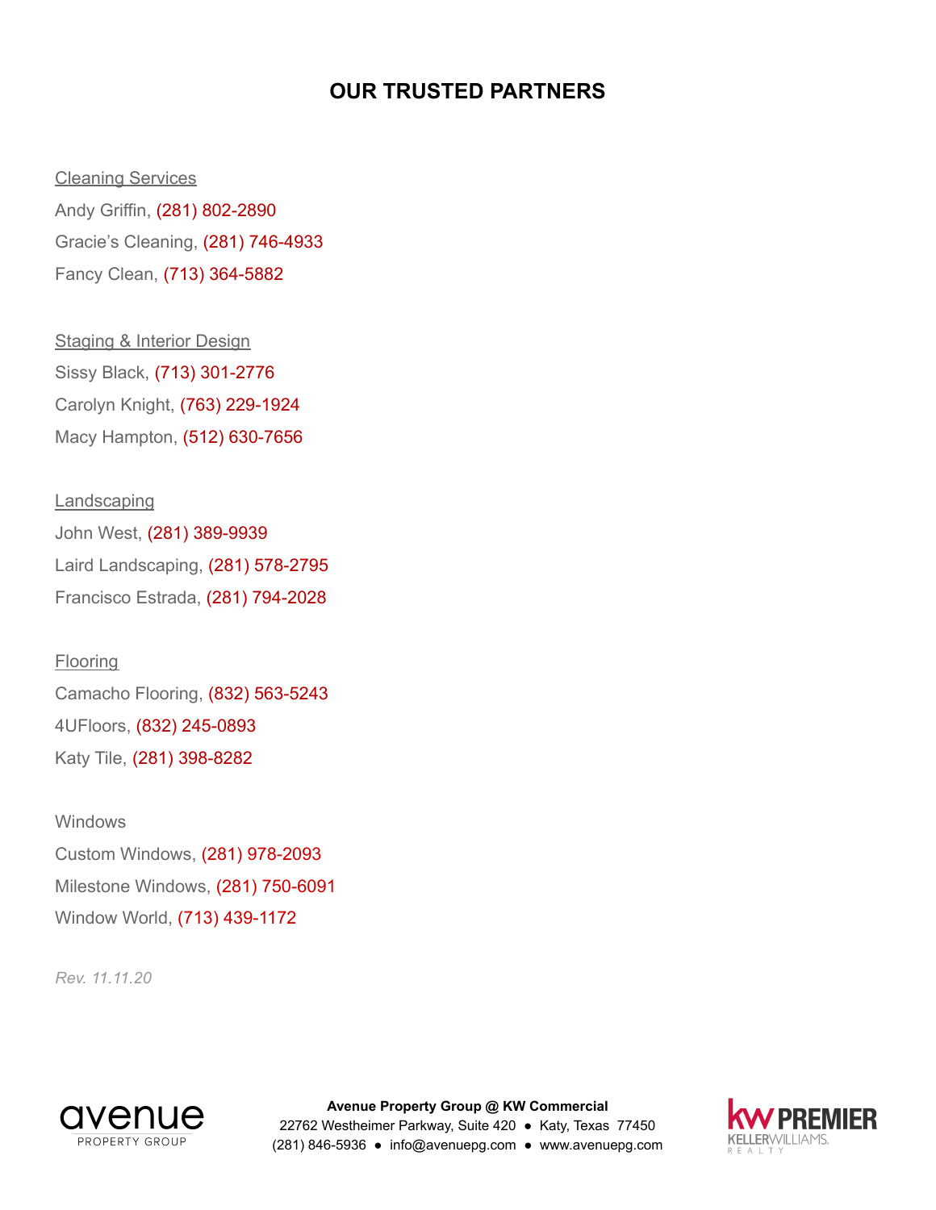# OUR TRUSTED PARTNERS

Cleaning Services

Andy Griffin, (281) 802-2890

Gracie's Cleaning, (281) 746-4933

Fancy Clean, (713) 364-5882

Staging & Interior Design

Sissy Black, (713) 301-2776

Carolyn Knight, (763) 229-1924

Macy Hampton, (512) 630-7656

Landscaping

John West, (281) 389-9939

Laird Landscaping, (281) 578-2795

Francisco Estrada, (281) 794-2028

Flooring

Camacho Flooring, (832) 563-5243

4UFloors, (832) 245-0893

Katy Tile, (281) 398-8282

Windows

Custom Windows, (281) 978-2093

Milestone Windows, (281) 750-6091

Window World, (713) 439-1172

*Rev. 11.11.20*

avenue PROPERTY GROUP

**Avenue Property Group @ KW Commercial**
22762 Westheimer Parkway, Suite 420 ● Katy, Texas 77450
(281) 846-5936 ● info@avenuepg.com ● www.avenuepg.com

kw PREMIER KELLERWILLIAMS REALTY